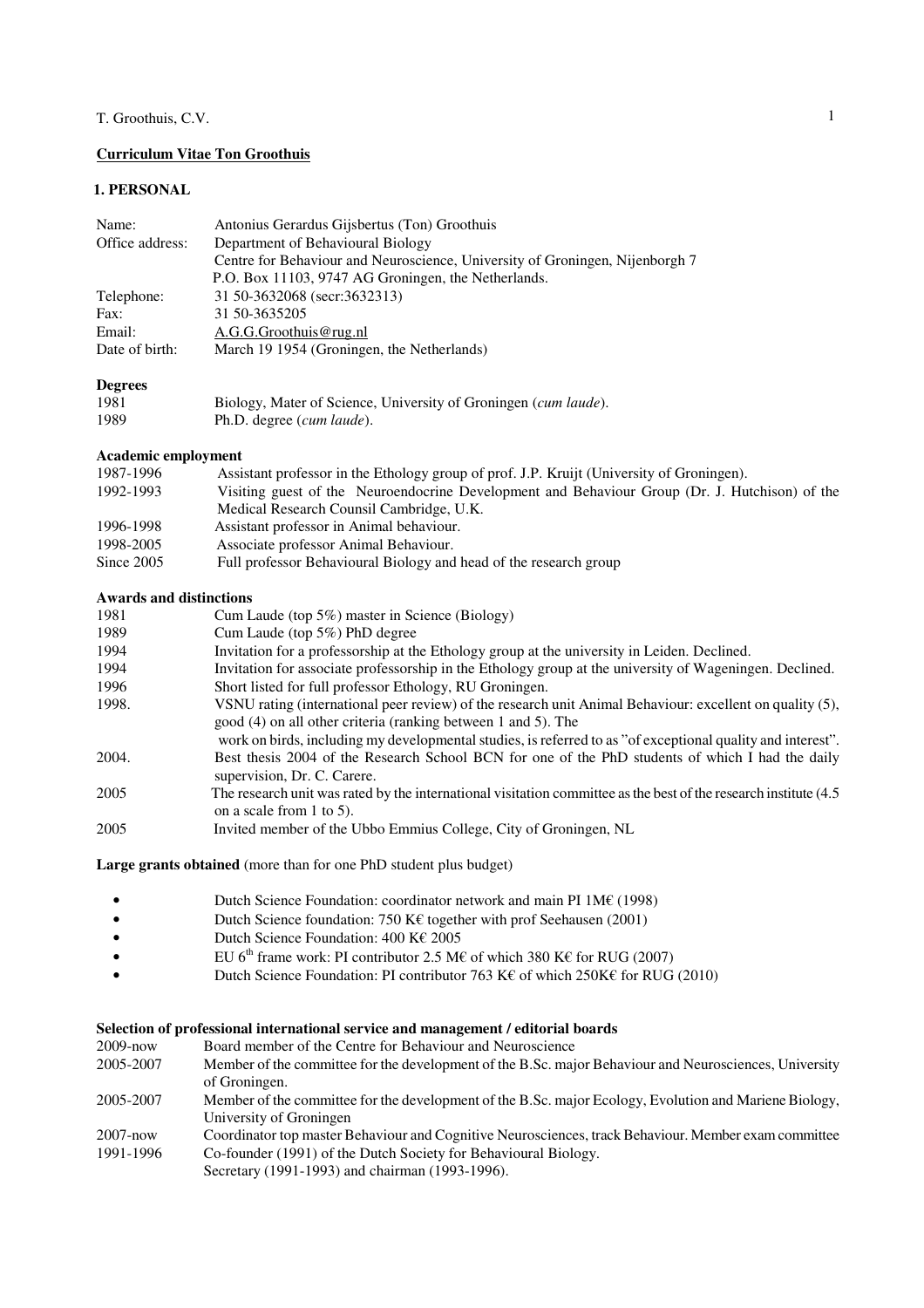# Curriculum Vitae Ton Groothuis

## 1. PERSONAL

| | |
|---|---|
| Name: | Antonius Gerardus Gijsbertus (Ton) Groothuis |
| Office address: | Department of Behavioural Biology<br>Centre for Behaviour and Neuroscience, University of Groningen, Nijenborgh 7<br>P.O. Box 11103, 9747 AG Groningen, the Netherlands. |
| Telephone: | 31 50-3632068 (secr:3632313) |
| Fax: | 31 50-3635205 |
| Email: | A.G.G.Groothuis@rug.nl |
| Date of birth: | March 19 1954 (Groningen, the Netherlands) |

### Degrees

| | |
|---|---|
| 1981 | Biology, Mater of Science, University of Groningen (*cum laude*). |
| 1989 | Ph.D. degree (*cum laude*). |

### Academic employment

| | |
|---|---|
| 1987-1996 | Assistant professor in the Ethology group of prof. J.P. Kruijt (University of Groningen). |
| 1992-1993 | Visiting guest of the Neuroendocrine Development and Behaviour Group (Dr. J. Hutchison) of the Medical Research Counsil Cambridge, U.K. |
| 1996-1998 | Assistant professor in Animal behaviour. |
| 1998-2005 | Associate professor Animal Behaviour. |
| Since 2005 | Full professor Behavioural Biology and head of the research group |

### Awards and distinctions

| | |
|---|---|
| 1981 | Cum Laude (top 5%) master in Science (Biology) |
| 1989 | Cum Laude (top 5%) PhD degree |
| 1994 | Invitation for a professorship at the Ethology group at the university in Leiden. Declined. |
| 1994 | Invitation for associate professorship in the Ethology group at the university of Wageningen. Declined. |
| 1996 | Short listed for full professor Ethology, RU Groningen. |
| 1998. | VSNU rating (international peer review) of the research unit Animal Behaviour: excellent on quality (5), good (4) on all other criteria (ranking between 1 and 5). The work on birds, including my developmental studies, is referred to as "of exceptional quality and interest". |
| 2004. | Best thesis 2004 of the Research School BCN for one of the PhD students of which I had the daily supervision, Dr. C. Carere. |
| 2005 | The research unit was rated by the international visitation committee as the best of the research institute (4.5 on a scale from 1 to 5). |
| 2005 | Invited member of the Ubbo Emmius College, City of Groningen, NL |

**Large grants obtained** (more than for one PhD student plus budget)

- Dutch Science Foundation: coordinator network and main PI 1M€ (1998)
- Dutch Science foundation: 750 K€ together with prof Seehausen (2001)
- Dutch Science Foundation: 400 K€ 2005
- EU 6$^{th}$ frame work: PI contributor 2.5 M€ of which 380 K€ for RUG (2007)
- Dutch Science Foundation: PI contributor 763 K€ of which 250K€ for RUG (2010)

### Selection of professional international service and management / editorial boards

| | |
|---|---|
| 2009-now | Board member of the Centre for Behaviour and Neuroscience |
| 2005-2007 | Member of the committee for the development of the B.Sc. major Behaviour and Neurosciences, University of Groningen. |
| 2005-2007 | Member of the committee for the development of the B.Sc. major Ecology, Evolution and Mariene Biology, University of Groningen |
| 2007-now | Coordinator top master Behaviour and Cognitive Neurosciences, track Behaviour. Member exam committee |
| 1991-1996 | Co-founder (1991) of the Dutch Society for Behavioural Biology.<br>Secretary (1991-1993) and chairman (1993-1996). |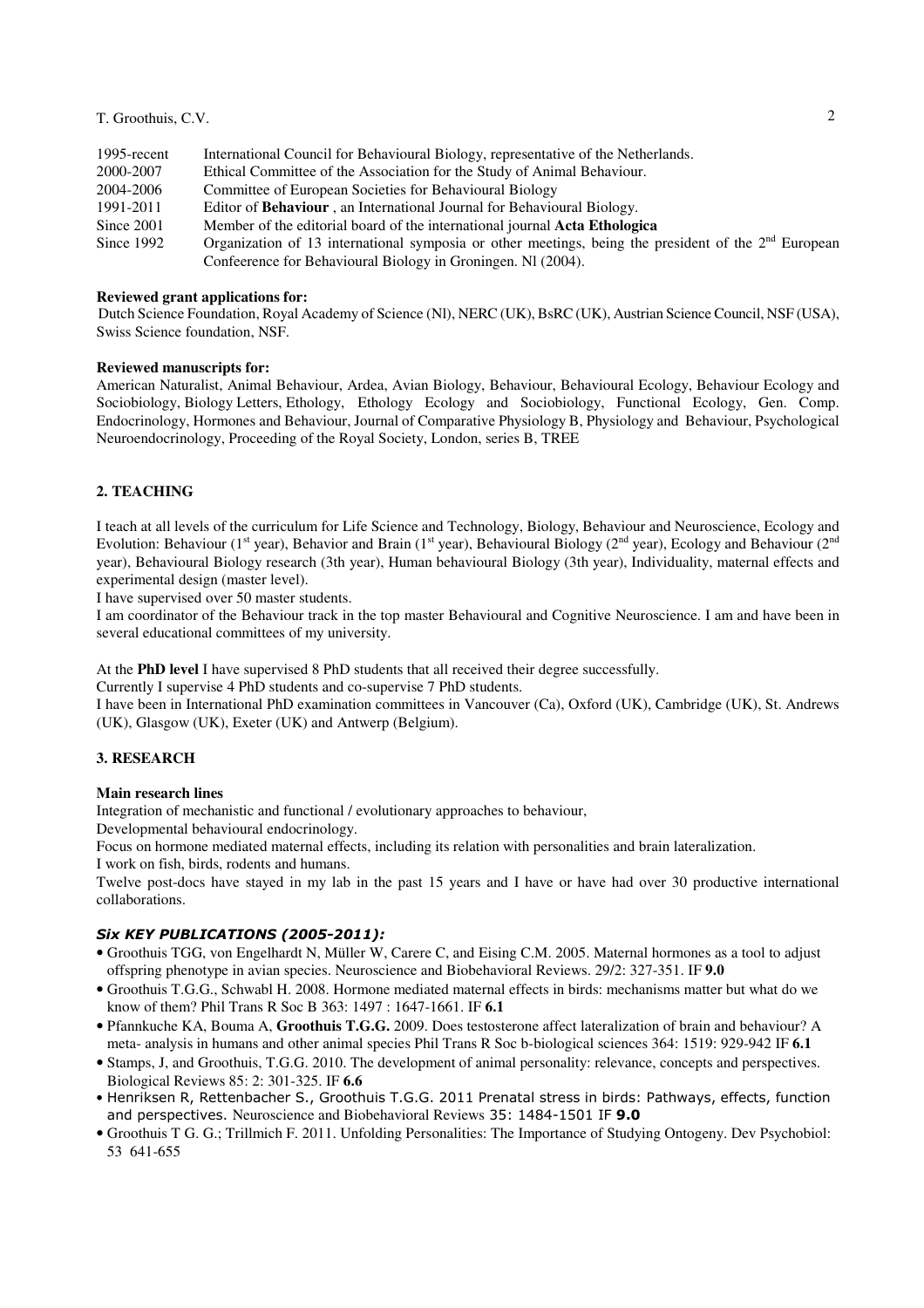| | |
|---|---|
| 1995-recent | International Council for Behavioural Biology, representative of the Netherlands. |
| 2000-2007 | Ethical Committee of the Association for the Study of Animal Behaviour. |
| 2004-2006 | Committee of European Societies for Behavioural Biology |
| 1991-2011 | Editor of **Behaviour** , an International Journal for Behavioural Biology. |
| Since 2001 | Member of the editorial board of the international journal **Acta Ethologica** |
| Since 1992 | Organization of 13 international symposia or other meetings, being the president of the 2nd European Confeerence for Behavioural Biology in Groningen. Nl (2004). |

**Reviewed grant applications for:**

Dutch Science Foundation, Royal Academy of Science (Nl), NERC (UK), BsRC (UK), Austrian Science Council, NSF (USA), Swiss Science foundation, NSF.

**Reviewed manuscripts for:**

American Naturalist, Animal Behaviour, Ardea, Avian Biology, Behaviour, Behavioural Ecology, Behaviour Ecology and Sociobiology, Biology Letters, Ethology, Ethology Ecology and Sociobiology, Functional Ecology, Gen. Comp. Endocrinology, Hormones and Behaviour, Journal of Comparative Physiology B, Physiology and Behaviour, Psychological Neuroendocrinology, Proceeding of the Royal Society, London, series B, TREE

## 2. TEACHING

I teach at all levels of the curriculum for Life Science and Technology, Biology, Behaviour and Neuroscience, Ecology and Evolution: Behaviour (1st year), Behavior and Brain (1st year), Behavioural Biology (2nd year), Ecology and Behaviour (2nd year), Behavioural Biology research (3th year), Human behavioural Biology (3th year), Individuality, maternal effects and experimental design (master level).

I have supervised over 50 master students.

I am coordinator of the Behaviour track in the top master Behavioural and Cognitive Neuroscience. I am and have been in several educational committees of my university.

At the **PhD level** I have supervised 8 PhD students that all received their degree successfully.

Currently I supervise 4 PhD students and co-supervise 7 PhD students.

I have been in International PhD examination committees in Vancouver (Ca), Oxford (UK), Cambridge (UK), St. Andrews (UK), Glasgow (UK), Exeter (UK) and Antwerp (Belgium).

## 3. RESEARCH

**Main research lines**

Integration of mechanistic and functional / evolutionary approaches to behaviour,

Developmental behavioural endocrinology.

Focus on hormone mediated maternal effects, including its relation with personalities and brain lateralization.

I work on fish, birds, rodents and humans.

Twelve post-docs have stayed in my lab in the past 15 years and I have or have had over 30 productive international collaborations.

### *Six KEY PUBLICATIONS (2005-2011):*

- Groothuis TGG, von Engelhardt N, Müller W, Carere C, and Eising C.M. 2005. Maternal hormones as a tool to adjust offspring phenotype in avian species. Neuroscience and Biobehavioral Reviews. 29/2: 327-351. IF **9.0**
- Groothuis T.G.G., Schwabl H. 2008. Hormone mediated maternal effects in birds: mechanisms matter but what do we know of them? Phil Trans R Soc B 363: 1497 : 1647-1661. IF **6.1**
- Pfannkuche KA, Bouma A, **Groothuis T.G.G.** 2009. Does testosterone affect lateralization of brain and behaviour? A meta- analysis in humans and other animal species Phil Trans R Soc b-biological sciences 364: 1519: 929-942 IF **6.1**
- Stamps, J, and Groothuis, T.G.G. 2010. The development of animal personality: relevance, concepts and perspectives. Biological Reviews 85: 2: 301-325. IF **6.6**
- Henriksen R, Rettenbacher S., Groothuis T.G.G. 2011 Prenatal stress in birds: Pathways, effects, function and perspectives. Neuroscience and Biobehavioral Reviews 35: 1484-1501 IF **9.0**
- Groothuis T G. G.; Trillmich F. 2011. Unfolding Personalities: The Importance of Studying Ontogeny. Dev Psychobiol: 53 641-655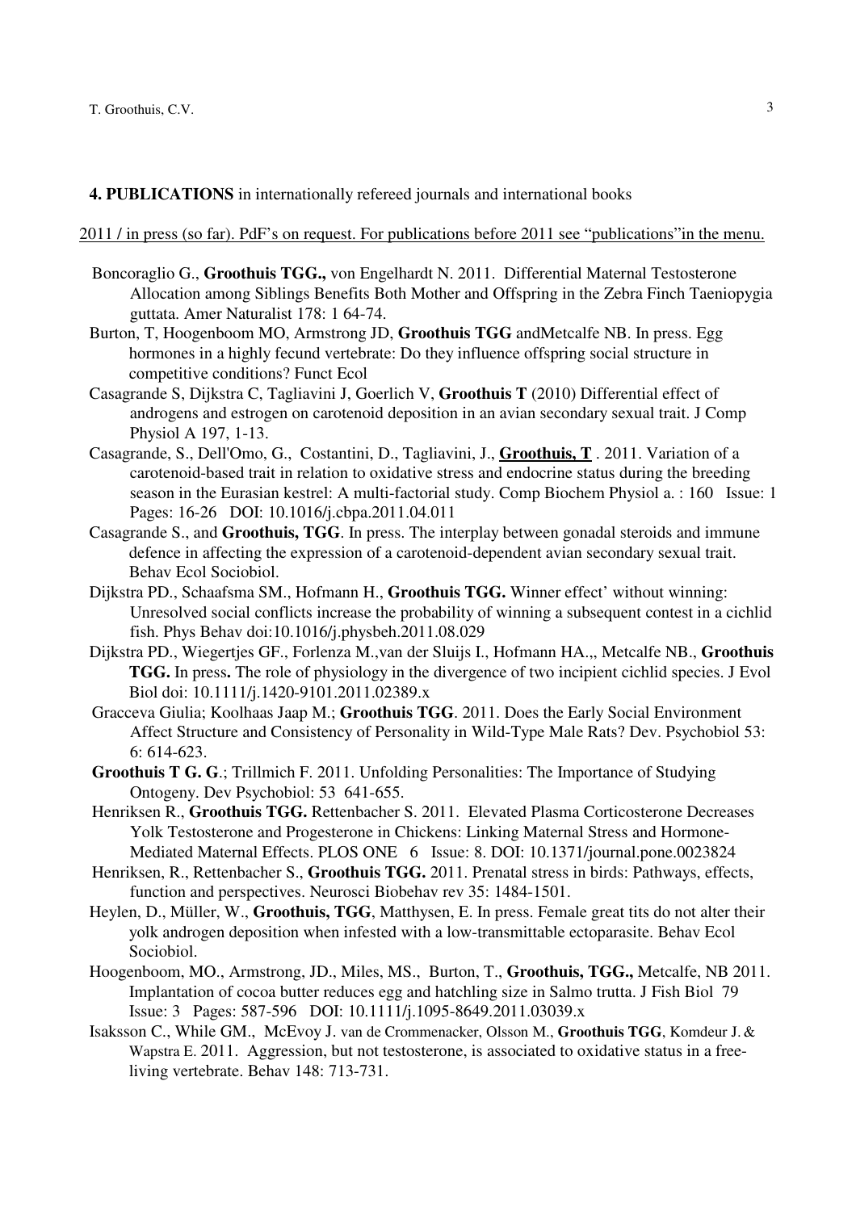**4. PUBLICATIONS** in internationally refereed journals and international books

2011 / in press (so far). PdF's on request. For publications before 2011 see "publications"in the menu.

Boncoraglio G., **Groothuis TGG.,** von Engelhardt N. 2011. Differential Maternal Testosterone Allocation among Siblings Benefits Both Mother and Offspring in the Zebra Finch Taeniopygia guttata. Amer Naturalist 178: 1 64-74.

Burton, T, Hoogenboom MO, Armstrong JD, **Groothuis TGG** andMetcalfe NB. In press. Egg hormones in a highly fecund vertebrate: Do they influence offspring social structure in competitive conditions? Funct Ecol

Casagrande S, Dijkstra C, Tagliavini J, Goerlich V, **Groothuis T** (2010) Differential effect of androgens and estrogen on carotenoid deposition in an avian secondary sexual trait. J Comp Physiol A 197, 1-13.

Casagrande, S., Dell'Omo, G., Costantini, D., Tagliavini, J., **Groothuis, T** . 2011. Variation of a carotenoid-based trait in relation to oxidative stress and endocrine status during the breeding season in the Eurasian kestrel: A multi-factorial study. Comp Biochem Physiol a. : 160 Issue: 1 Pages: 16-26 DOI: 10.1016/j.cbpa.2011.04.011

Casagrande S., and **Groothuis, TGG**. In press. The interplay between gonadal steroids and immune defence in affecting the expression of a carotenoid-dependent avian secondary sexual trait. Behav Ecol Sociobiol.

Dijkstra PD., Schaafsma SM., Hofmann H., **Groothuis TGG.** Winner effect' without winning: Unresolved social conflicts increase the probability of winning a subsequent contest in a cichlid fish. Phys Behav doi:10.1016/j.physbeh.2011.08.029

Dijkstra PD., Wiegertjes GF., Forlenza M.,van der Sluijs I., Hofmann HA.,, Metcalfe NB., **Groothuis TGG.** In press**.** The role of physiology in the divergence of two incipient cichlid species. J Evol Biol doi: 10.1111/j.1420-9101.2011.02389.x

Gracceva Giulia; Koolhaas Jaap M.; **Groothuis TGG**. 2011. Does the Early Social Environment Affect Structure and Consistency of Personality in Wild-Type Male Rats? Dev. Psychobiol 53: 6: 614-623.

**Groothuis T G. G**.; Trillmich F. 2011. Unfolding Personalities: The Importance of Studying Ontogeny. Dev Psychobiol: 53 641-655.

Henriksen R., **Groothuis TGG.** Rettenbacher S. 2011. Elevated Plasma Corticosterone Decreases Yolk Testosterone and Progesterone in Chickens: Linking Maternal Stress and Hormone-Mediated Maternal Effects. PLOS ONE 6 Issue: 8. DOI: 10.1371/journal.pone.0023824

Henriksen, R., Rettenbacher S., **Groothuis TGG.** 2011. Prenatal stress in birds: Pathways, effects, function and perspectives. Neurosci Biobehav rev 35: 1484-1501.

Heylen, D., Müller, W., **Groothuis, TGG**, Matthysen, E. In press. Female great tits do not alter their yolk androgen deposition when infested with a low-transmittable ectoparasite. Behav Ecol Sociobiol.

Hoogenboom, MO., Armstrong, JD., Miles, MS., Burton, T., **Groothuis, TGG.,** Metcalfe, NB 2011. Implantation of cocoa butter reduces egg and hatchling size in Salmo trutta. J Fish Biol 79 Issue: 3 Pages: 587-596 DOI: 10.1111/j.1095-8649.2011.03039.x

Isaksson C., While GM., McEvoy J. van de Crommenacker, Olsson M., **Groothuis TGG**, Komdeur J. & Wapstra E. 2011. Aggression, but not testosterone, is associated to oxidative status in a free-living vertebrate. Behav 148: 713-731.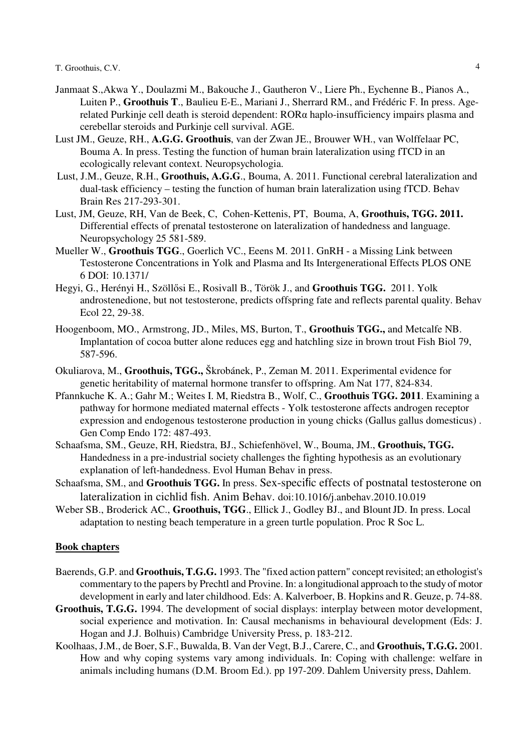Janmaat S.,Akwa Y., Doulazmi M., Bakouche J., Gautheron V., Liere Ph., Eychenne B., Pianos A., Luiten P., **Groothuis T**., Baulieu E-E., Mariani J., Sherrard RM., and Frédéric F. In press. Age-related Purkinje cell death is steroid dependent: RORα haplo-insufficiency impairs plasma and cerebellar steroids and Purkinje cell survival. AGE.

Lust JM., Geuze, RH., **A.G.G. Groothuis**, van der Zwan JE., Brouwer WH., van Wolffelaar PC, Bouma A. In press. Testing the function of human brain lateralization using fTCD in an ecologically relevant context. Neuropsychologia.

Lust, J.M., Geuze, R.H., **Groothuis, A.G.G**., Bouma, A. 2011. Functional cerebral lateralization and dual-task efficiency – testing the function of human brain lateralization using fTCD. Behav Brain Res 217-293-301.

Lust, JM, Geuze, RH, Van de Beek, C, Cohen-Kettenis, PT, Bouma, A, **Groothuis, TGG. 2011.** Differential effects of prenatal testosterone on lateralization of handedness and language. Neuropsychology 25 581-589.

Mueller W., **Groothuis TGG**., Goerlich VC., Eeens M. 2011. GnRH - a Missing Link between Testosterone Concentrations in Yolk and Plasma and Its Intergenerational Effects PLOS ONE 6 DOI: 10.1371/

Hegyi, G., Herényi H., Szöllősi E., Rosivall B., Török J., and **Groothuis TGG.** 2011. Yolk androstenedione, but not testosterone, predicts offspring fate and reflects parental quality. Behav Ecol 22, 29-38.

Hoogenboom, MO., Armstrong, JD., Miles, MS, Burton, T., **Groothuis TGG.,** and Metcalfe NB. Implantation of cocoa butter alone reduces egg and hatchling size in brown trout Fish Biol 79, 587-596.

Okuliarova, M., **Groothuis, TGG.,** Škrobánek, P., Zeman M. 2011. Experimental evidence for genetic heritability of maternal hormone transfer to offspring. Am Nat 177, 824-834.

Pfannkuche K. A.; Gahr M.; Weites I. M, Riedstra B., Wolf, C., **Groothuis TGG. 2011**. Examining a pathway for hormone mediated maternal effects - Yolk testosterone affects androgen receptor expression and endogenous testosterone production in young chicks (Gallus gallus domesticus) . Gen Comp Endo 172: 487-493.

Schaafsma, SM., Geuze, RH, Riedstra, BJ., Schiefenhövel, W., Bouma, JM., **Groothuis, TGG.** Handedness in a pre-industrial society challenges the fighting hypothesis as an evolutionary explanation of left-handedness. Evol Human Behav in press.

Schaafsma, SM., and **Groothuis TGG.** In press. Sex-specific effects of postnatal testosterone on lateralization in cichlid fish. Anim Behav. doi:10.1016/j.anbehav.2010.10.019

Weber SB., Broderick AC., **Groothuis, TGG**., Ellick J., Godley BJ., and Blount JD. In press. Local adaptation to nesting beach temperature in a green turtle population. Proc R Soc L.

## Book chapters

Baerends, G.P. and **Groothuis, T.G.G.** 1993. The "fixed action pattern" concept revisited; an ethologist's commentary to the papers by Prechtl and Provine. In: a longitudional approach to the study of motor development in early and later childhood. Eds: A. Kalverboer, B. Hopkins and R. Geuze, p. 74-88.

**Groothuis, T.G.G.** 1994. The development of social displays: interplay between motor development, social experience and motivation. In: Causal mechanisms in behavioural development (Eds: J. Hogan and J.J. Bolhuis) Cambridge University Press, p. 183-212.

Koolhaas, J.M., de Boer, S.F., Buwalda, B. Van der Vegt, B.J., Carere, C., and **Groothuis, T.G.G.** 2001. How and why coping systems vary among individuals. In: Coping with challenge: welfare in animals including humans (D.M. Broom Ed.). pp 197-209. Dahlem University press, Dahlem.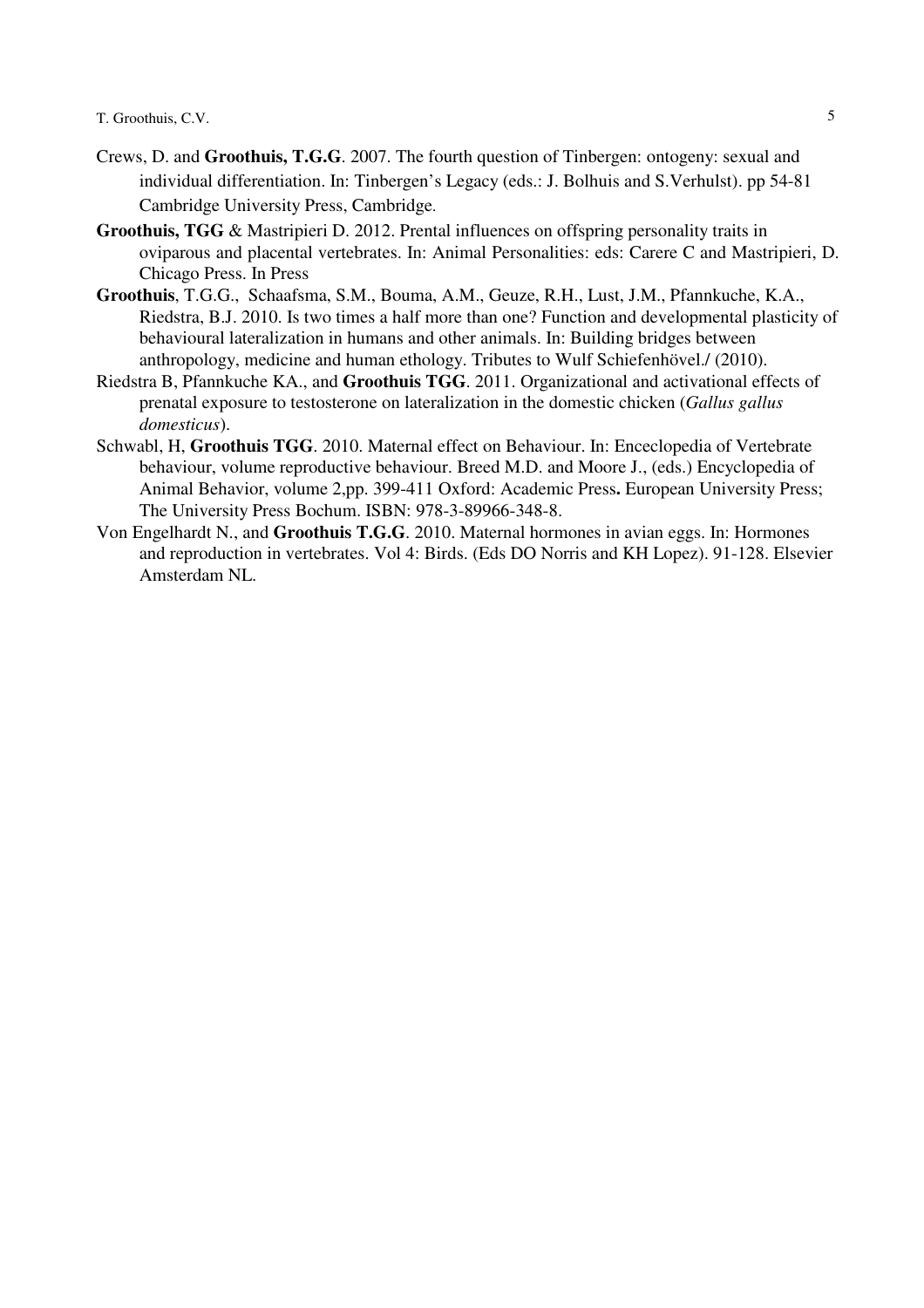Crews, D. and **Groothuis, T.G.G**. 2007. The fourth question of Tinbergen: ontogeny: sexual and individual differentiation. In: Tinbergen's Legacy (eds.: J. Bolhuis and S.Verhulst). pp 54-81 Cambridge University Press, Cambridge.

**Groothuis, TGG** & Mastripieri D. 2012. Prental influences on offspring personality traits in oviparous and placental vertebrates. In: Animal Personalities: eds: Carere C and Mastripieri, D. Chicago Press. In Press

**Groothuis**, T.G.G., Schaafsma, S.M., Bouma, A.M., Geuze, R.H., Lust, J.M., Pfannkuche, K.A., Riedstra, B.J. 2010. Is two times a half more than one? Function and developmental plasticity of behavioural lateralization in humans and other animals. In: Building bridges between anthropology, medicine and human ethology. Tributes to Wulf Schiefenhövel./ (2010).

Riedstra B, Pfannkuche KA., and **Groothuis TGG**. 2011. Organizational and activational effects of prenatal exposure to testosterone on lateralization in the domestic chicken (*Gallus gallus domesticus*).

Schwabl, H, **Groothuis TGG**. 2010. Maternal effect on Behaviour. In: Enceclopedia of Vertebrate behaviour, volume reproductive behaviour. Breed M.D. and Moore J., (eds.) Encyclopedia of Animal Behavior, volume 2,pp. 399-411 Oxford: Academic Press**.** European University Press; The University Press Bochum. ISBN: 978-3-89966-348-8.

Von Engelhardt N., and **Groothuis T.G.G**. 2010. Maternal hormones in avian eggs. In: Hormones and reproduction in vertebrates. Vol 4: Birds. (Eds DO Norris and KH Lopez). 91-128. Elsevier Amsterdam NL.